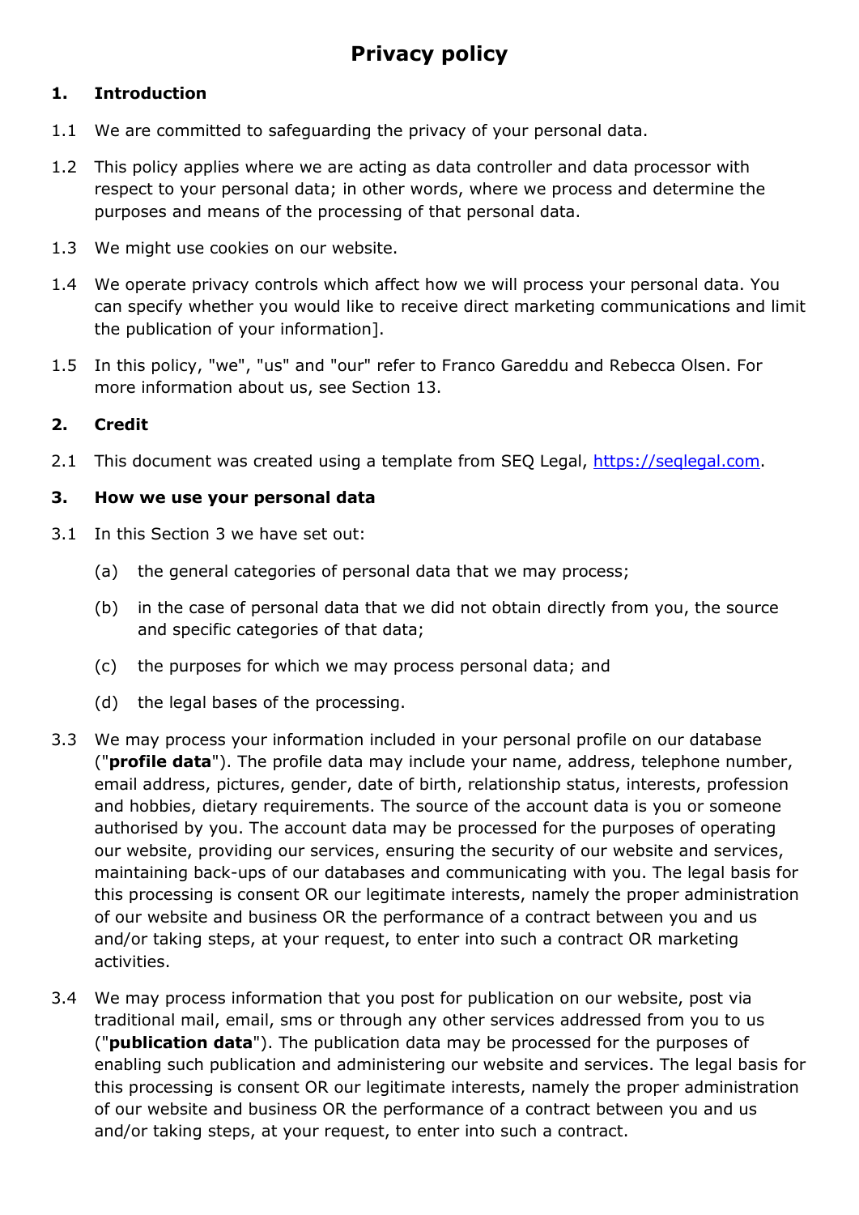# Privacy policy

## 1. Introduction

1.1 We are committed to safeguarding the privacy of your personal data.

1.2 This policy applies where we are acting as data controller and data processor with respect to your personal data; in other words, where we process and determine the purposes and means of the processing of that personal data.

1.3 We might use cookies on our website.

1.4 We operate privacy controls which affect how we will process your personal data. You can specify whether you would like to receive direct marketing communications and limit the publication of your information].

1.5 In this policy, "we", "us" and "our" refer to Franco Gareddu and Rebecca Olsen. For more information about us, see Section 13.

## 2. Credit

2.1 This document was created using a template from SEQ Legal, [https://seqlegal.com](https://seqlegal.com).

## 3. How we use your personal data

3.1 In this Section 3 we have set out:

(a) the general categories of personal data that we may process;

(b) in the case of personal data that we did not obtain directly from you, the source and specific categories of that data;

(c) the purposes for which we may process personal data; and

(d) the legal bases of the processing.

3.3 We may process your information included in your personal profile on our database ("**profile data**"). The profile data may include your name, address, telephone number, email address, pictures, gender, date of birth, relationship status, interests, profession and hobbies, dietary requirements. The source of the account data is you or someone authorised by you. The account data may be processed for the purposes of operating our website, providing our services, ensuring the security of our website and services, maintaining back-ups of our databases and communicating with you. The legal basis for this processing is consent OR our legitimate interests, namely the proper administration of our website and business OR the performance of a contract between you and us and/or taking steps, at your request, to enter into such a contract OR marketing activities.

3.4 We may process information that you post for publication on our website, post via traditional mail, email, sms or through any other services addressed from you to us ("**publication data**"). The publication data may be processed for the purposes of enabling such publication and administering our website and services. The legal basis for this processing is consent OR our legitimate interests, namely the proper administration of our website and business OR the performance of a contract between you and us and/or taking steps, at your request, to enter into such a contract.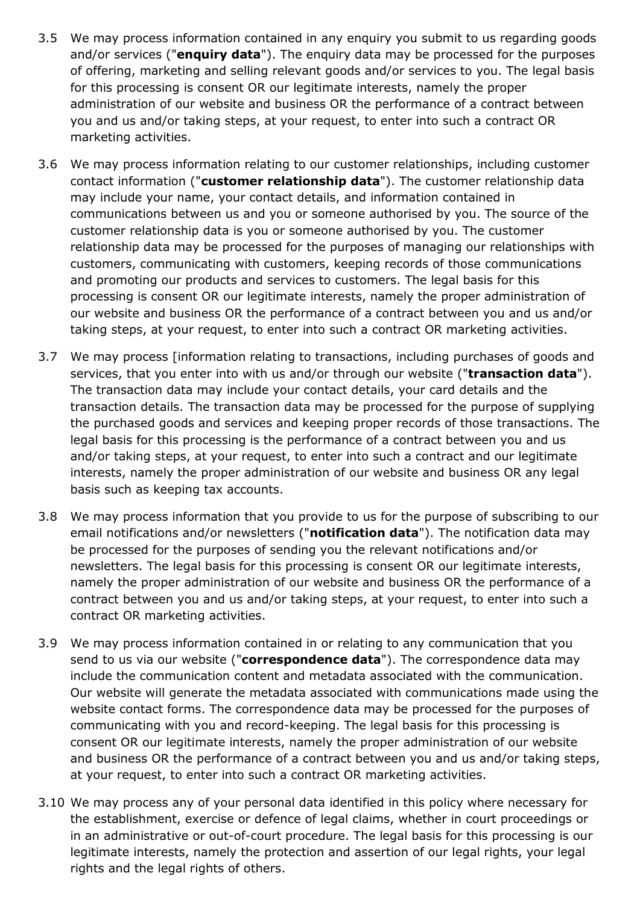3.5 We may process information contained in any enquiry you submit to us regarding goods and/or services ("**enquiry data**"). The enquiry data may be processed for the purposes of offering, marketing and selling relevant goods and/or services to you. The legal basis for this processing is consent OR our legitimate interests, namely the proper administration of our website and business OR the performance of a contract between you and us and/or taking steps, at your request, to enter into such a contract OR marketing activities.

3.6 We may process information relating to our customer relationships, including customer contact information ("**customer relationship data**"). The customer relationship data may include your name, your contact details, and information contained in communications between us and you or someone authorised by you. The source of the customer relationship data is you or someone authorised by you. The customer relationship data may be processed for the purposes of managing our relationships with customers, communicating with customers, keeping records of those communications and promoting our products and services to customers. The legal basis for this processing is consent OR our legitimate interests, namely the proper administration of our website and business OR the performance of a contract between you and us and/or taking steps, at your request, to enter into such a contract OR marketing activities.

3.7 We may process [information relating to transactions, including purchases of goods and services, that you enter into with us and/or through our website ("**transaction data**"). The transaction data may include your contact details, your card details and the transaction details. The transaction data may be processed for the purpose of supplying the purchased goods and services and keeping proper records of those transactions. The legal basis for this processing is the performance of a contract between you and us and/or taking steps, at your request, to enter into such a contract and our legitimate interests, namely the proper administration of our website and business OR any legal basis such as keeping tax accounts.

3.8 We may process information that you provide to us for the purpose of subscribing to our email notifications and/or newsletters ("**notification data**"). The notification data may be processed for the purposes of sending you the relevant notifications and/or newsletters. The legal basis for this processing is consent OR our legitimate interests, namely the proper administration of our website and business OR the performance of a contract between you and us and/or taking steps, at your request, to enter into such a contract OR marketing activities.

3.9 We may process information contained in or relating to any communication that you send to us via our website ("**correspondence data**"). The correspondence data may include the communication content and metadata associated with the communication. Our website will generate the metadata associated with communications made using the website contact forms. The correspondence data may be processed for the purposes of communicating with you and record-keeping. The legal basis for this processing is consent OR our legitimate interests, namely the proper administration of our website and business OR the performance of a contract between you and us and/or taking steps, at your request, to enter into such a contract OR marketing activities.

3.10 We may process any of your personal data identified in this policy where necessary for the establishment, exercise or defence of legal claims, whether in court proceedings or in an administrative or out-of-court procedure. The legal basis for this processing is our legitimate interests, namely the protection and assertion of our legal rights, your legal rights and the legal rights of others.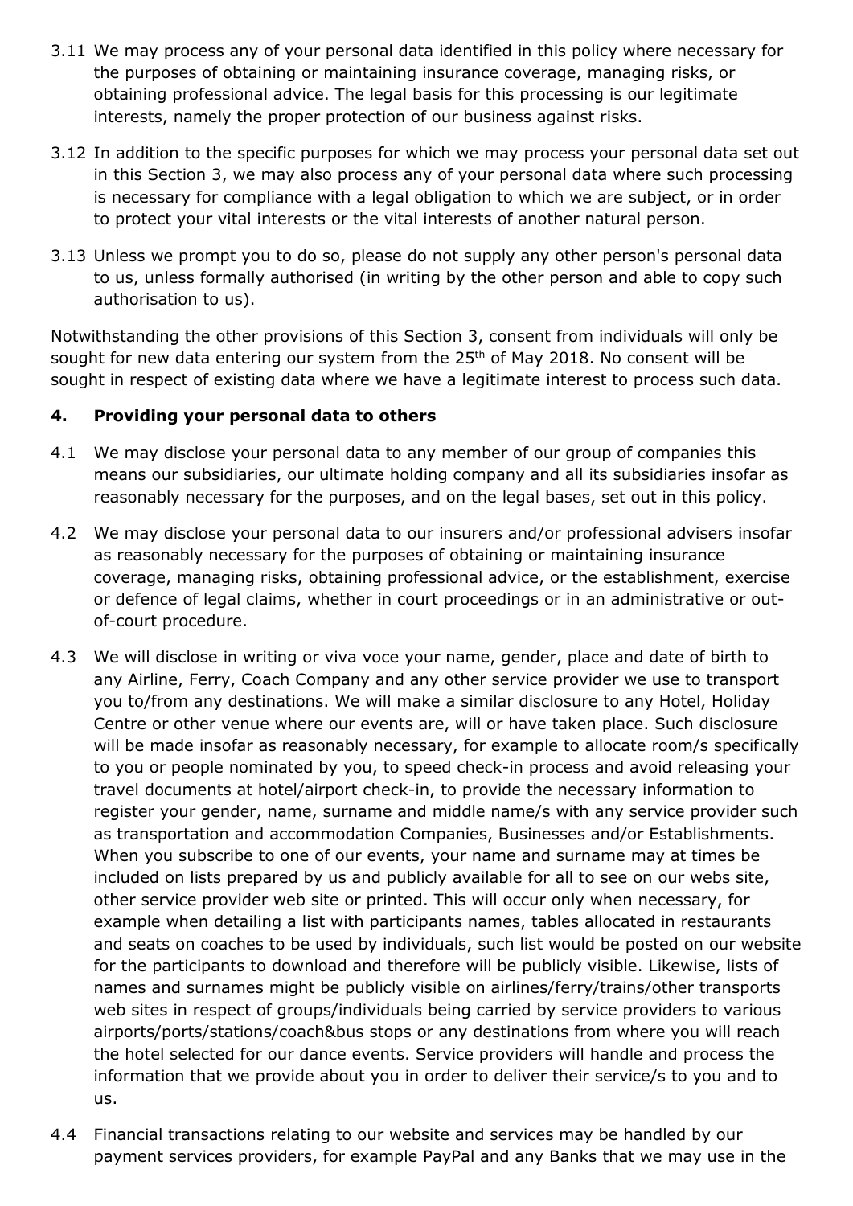3.11 We may process any of your personal data identified in this policy where necessary for the purposes of obtaining or maintaining insurance coverage, managing risks, or obtaining professional advice. The legal basis for this processing is our legitimate interests, namely the proper protection of our business against risks.

3.12 In addition to the specific purposes for which we may process your personal data set out in this Section 3, we may also process any of your personal data where such processing is necessary for compliance with a legal obligation to which we are subject, or in order to protect your vital interests or the vital interests of another natural person.

3.13 Unless we prompt you to do so, please do not supply any other person's personal data to us, unless formally authorised (in writing by the other person and able to copy such authorisation to us).

Notwithstanding the other provisions of this Section 3, consent from individuals will only be sought for new data entering our system from the 25th of May 2018. No consent will be sought in respect of existing data where we have a legitimate interest to process such data.

## 4. Providing your personal data to others

4.1 We may disclose your personal data to any member of our group of companies this means our subsidiaries, our ultimate holding company and all its subsidiaries insofar as reasonably necessary for the purposes, and on the legal bases, set out in this policy.

4.2 We may disclose your personal data to our insurers and/or professional advisers insofar as reasonably necessary for the purposes of obtaining or maintaining insurance coverage, managing risks, obtaining professional advice, or the establishment, exercise or defence of legal claims, whether in court proceedings or in an administrative or out-of-court procedure.

4.3 We will disclose in writing or viva voce your name, gender, place and date of birth to any Airline, Ferry, Coach Company and any other service provider we use to transport you to/from any destinations. We will make a similar disclosure to any Hotel, Holiday Centre or other venue where our events are, will or have taken place. Such disclosure will be made insofar as reasonably necessary, for example to allocate room/s specifically to you or people nominated by you, to speed check-in process and avoid releasing your travel documents at hotel/airport check-in, to provide the necessary information to register your gender, name, surname and middle name/s with any service provider such as transportation and accommodation Companies, Businesses and/or Establishments. When you subscribe to one of our events, your name and surname may at times be included on lists prepared by us and publicly available for all to see on our webs site, other service provider web site or printed. This will occur only when necessary, for example when detailing a list with participants names, tables allocated in restaurants and seats on coaches to be used by individuals, such list would be posted on our website for the participants to download and therefore will be publicly visible. Likewise, lists of names and surnames might be publicly visible on airlines/ferry/trains/other transports web sites in respect of groups/individuals being carried by service providers to various airports/ports/stations/coach&bus stops or any destinations from where you will reach the hotel selected for our dance events. Service providers will handle and process the information that we provide about you in order to deliver their service/s to you and to us.

4.4 Financial transactions relating to our website and services may be handled by our payment services providers, for example PayPal and any Banks that we may use in the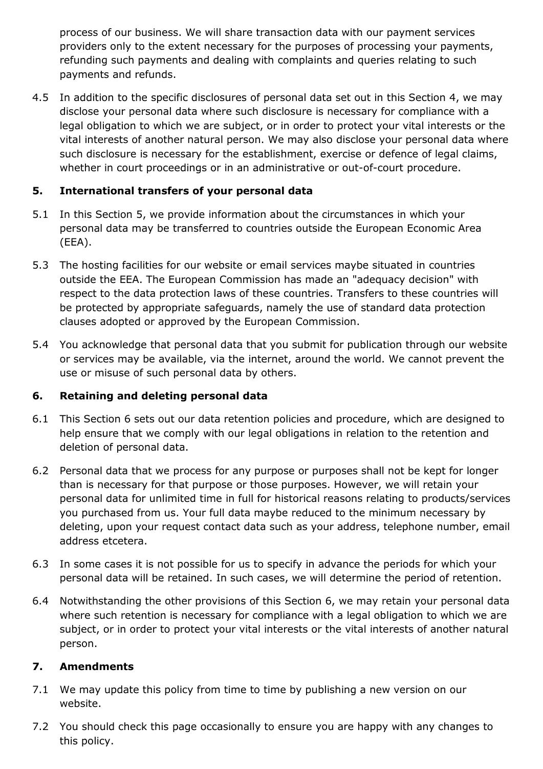process of our business. We will share transaction data with our payment services providers only to the extent necessary for the purposes of processing your payments, refunding such payments and dealing with complaints and queries relating to such payments and refunds.

4.5 In addition to the specific disclosures of personal data set out in this Section 4, we may disclose your personal data where such disclosure is necessary for compliance with a legal obligation to which we are subject, or in order to protect your vital interests or the vital interests of another natural person. We may also disclose your personal data where such disclosure is necessary for the establishment, exercise or defence of legal claims, whether in court proceedings or in an administrative or out-of-court procedure.

## 5. International transfers of your personal data

5.1 In this Section 5, we provide information about the circumstances in which your personal data may be transferred to countries outside the European Economic Area (EEA).

5.3 The hosting facilities for our website or email services maybe situated in countries outside the EEA. The European Commission has made an "adequacy decision" with respect to the data protection laws of these countries. Transfers to these countries will be protected by appropriate safeguards, namely the use of standard data protection clauses adopted or approved by the European Commission.

5.4 You acknowledge that personal data that you submit for publication through our website or services may be available, via the internet, around the world. We cannot prevent the use or misuse of such personal data by others.

## 6. Retaining and deleting personal data

6.1 This Section 6 sets out our data retention policies and procedure, which are designed to help ensure that we comply with our legal obligations in relation to the retention and deletion of personal data.

6.2 Personal data that we process for any purpose or purposes shall not be kept for longer than is necessary for that purpose or those purposes. However, we will retain your personal data for unlimited time in full for historical reasons relating to products/services you purchased from us. Your full data maybe reduced to the minimum necessary by deleting, upon your request contact data such as your address, telephone number, email address etcetera.

6.3 In some cases it is not possible for us to specify in advance the periods for which your personal data will be retained. In such cases, we will determine the period of retention.

6.4 Notwithstanding the other provisions of this Section 6, we may retain your personal data where such retention is necessary for compliance with a legal obligation to which we are subject, or in order to protect your vital interests or the vital interests of another natural person.

## 7. Amendments

7.1 We may update this policy from time to time by publishing a new version on our website.

7.2 You should check this page occasionally to ensure you are happy with any changes to this policy.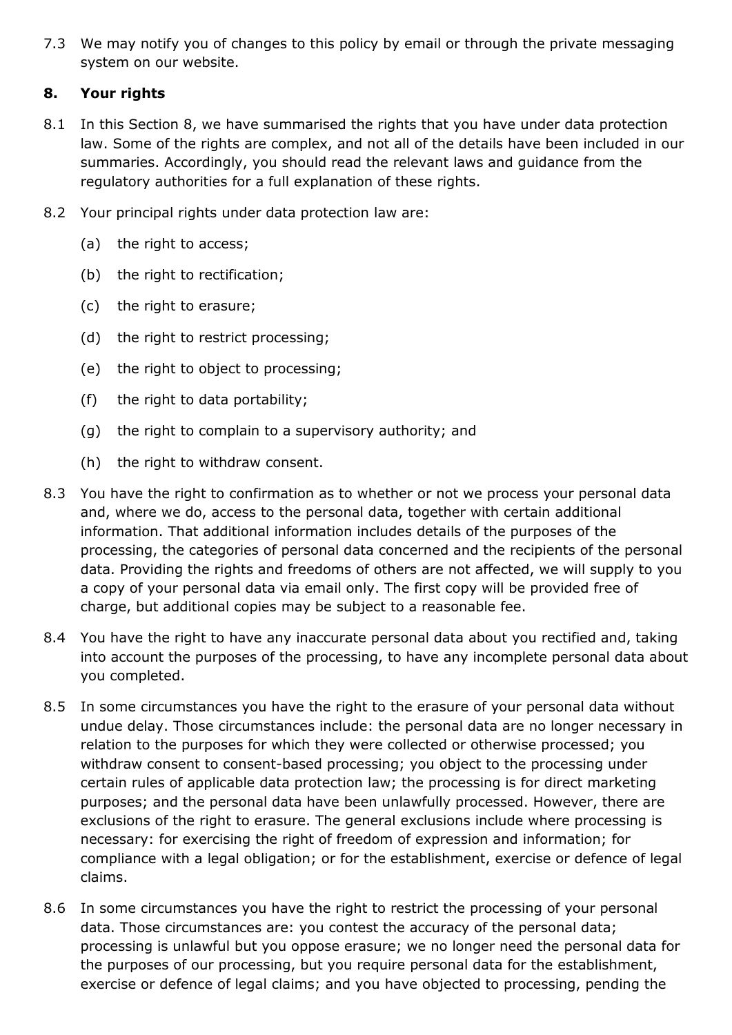7.3 We may notify you of changes to this policy by email or through the private messaging system on our website.

## 8. Your rights

8.1 In this Section 8, we have summarised the rights that you have under data protection law. Some of the rights are complex, and not all of the details have been included in our summaries. Accordingly, you should read the relevant laws and guidance from the regulatory authorities for a full explanation of these rights.

8.2 Your principal rights under data protection law are:

(a) the right to access;

(b) the right to rectification;

(c) the right to erasure;

(d) the right to restrict processing;

(e) the right to object to processing;

(f) the right to data portability;

(g) the right to complain to a supervisory authority; and

(h) the right to withdraw consent.

8.3 You have the right to confirmation as to whether or not we process your personal data and, where we do, access to the personal data, together with certain additional information. That additional information includes details of the purposes of the processing, the categories of personal data concerned and the recipients of the personal data. Providing the rights and freedoms of others are not affected, we will supply to you a copy of your personal data via email only. The first copy will be provided free of charge, but additional copies may be subject to a reasonable fee.

8.4 You have the right to have any inaccurate personal data about you rectified and, taking into account the purposes of the processing, to have any incomplete personal data about you completed.

8.5 In some circumstances you have the right to the erasure of your personal data without undue delay. Those circumstances include: the personal data are no longer necessary in relation to the purposes for which they were collected or otherwise processed; you withdraw consent to consent-based processing; you object to the processing under certain rules of applicable data protection law; the processing is for direct marketing purposes; and the personal data have been unlawfully processed. However, there are exclusions of the right to erasure. The general exclusions include where processing is necessary: for exercising the right of freedom of expression and information; for compliance with a legal obligation; or for the establishment, exercise or defence of legal claims.

8.6 In some circumstances you have the right to restrict the processing of your personal data. Those circumstances are: you contest the accuracy of the personal data; processing is unlawful but you oppose erasure; we no longer need the personal data for the purposes of our processing, but you require personal data for the establishment, exercise or defence of legal claims; and you have objected to processing, pending the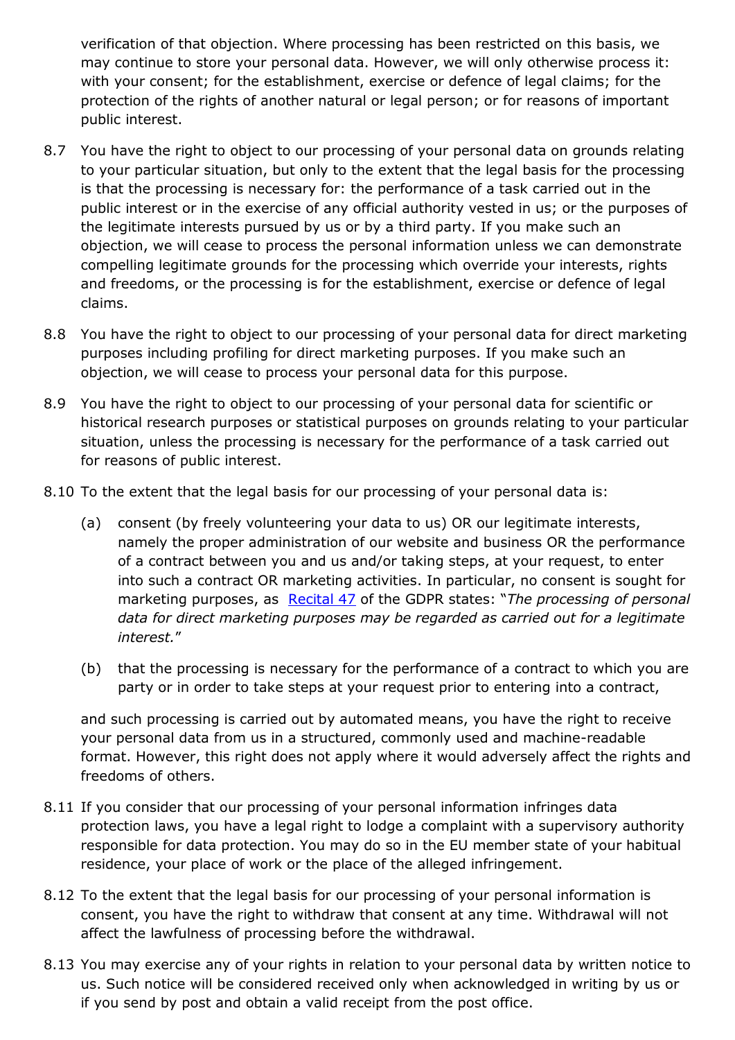verification of that objection. Where processing has been restricted on this basis, we may continue to store your personal data. However, we will only otherwise process it: with your consent; for the establishment, exercise or defence of legal claims; for the protection of the rights of another natural or legal person; or for reasons of important public interest.

8.7 You have the right to object to our processing of your personal data on grounds relating to your particular situation, but only to the extent that the legal basis for the processing is that the processing is necessary for: the performance of a task carried out in the public interest or in the exercise of any official authority vested in us; or the purposes of the legitimate interests pursued by us or by a third party. If you make such an objection, we will cease to process the personal information unless we can demonstrate compelling legitimate grounds for the processing which override your interests, rights and freedoms, or the processing is for the establishment, exercise or defence of legal claims.

8.8 You have the right to object to our processing of your personal data for direct marketing purposes including profiling for direct marketing purposes. If you make such an objection, we will cease to process your personal data for this purpose.

8.9 You have the right to object to our processing of your personal data for scientific or historical research purposes or statistical purposes on grounds relating to your particular situation, unless the processing is necessary for the performance of a task carried out for reasons of public interest.

8.10 To the extent that the legal basis for our processing of your personal data is:

(a) consent (by freely volunteering your data to us) OR our legitimate interests, namely the proper administration of our website and business OR the performance of a contract between you and us and/or taking steps, at your request, to enter into such a contract OR marketing activities. In particular, no consent is sought for marketing purposes, as [Recital 47] of the GDPR states: "*The processing of personal data for direct marketing purposes may be regarded as carried out for a legitimate interest.*"

(b) that the processing is necessary for the performance of a contract to which you are party or in order to take steps at your request prior to entering into a contract,

and such processing is carried out by automated means, you have the right to receive your personal data from us in a structured, commonly used and machine-readable format. However, this right does not apply where it would adversely affect the rights and freedoms of others.

8.11 If you consider that our processing of your personal information infringes data protection laws, you have a legal right to lodge a complaint with a supervisory authority responsible for data protection. You may do so in the EU member state of your habitual residence, your place of work or the place of the alleged infringement.

8.12 To the extent that the legal basis for our processing of your personal information is consent, you have the right to withdraw that consent at any time. Withdrawal will not affect the lawfulness of processing before the withdrawal.

8.13 You may exercise any of your rights in relation to your personal data by written notice to us. Such notice will be considered received only when acknowledged in writing by us or if you send by post and obtain a valid receipt from the post office.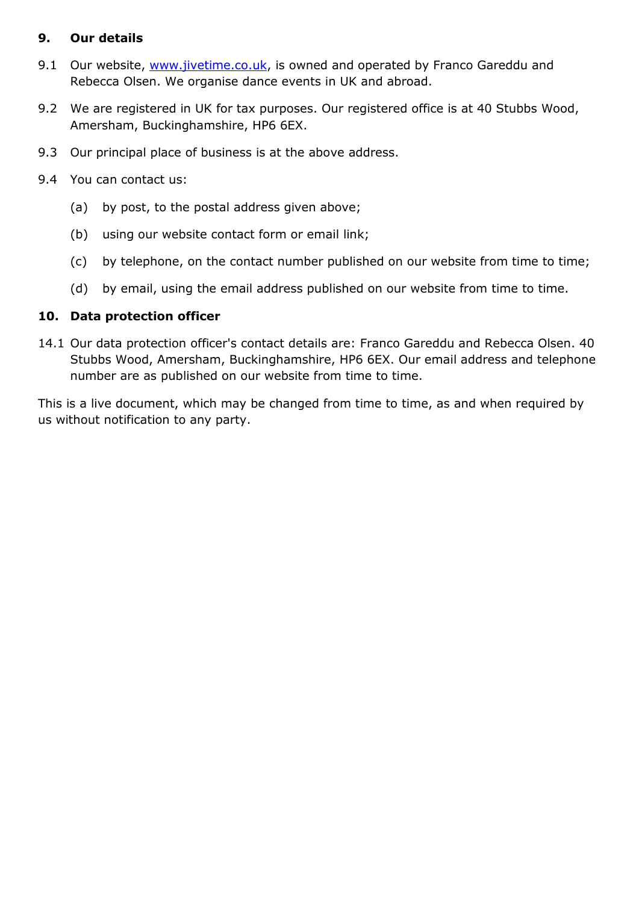## 9. Our details

9.1 Our website, [www.jivetime.co.uk](http://www.jivetime.co.uk), is owned and operated by Franco Gareddu and Rebecca Olsen. We organise dance events in UK and abroad.

9.2 We are registered in UK for tax purposes. Our registered office is at 40 Stubbs Wood, Amersham, Buckinghamshire, HP6 6EX.

9.3 Our principal place of business is at the above address.

9.4 You can contact us:

(a) by post, to the postal address given above;

(b) using our website contact form or email link;

(c) by telephone, on the contact number published on our website from time to time;

(d) by email, using the email address published on our website from time to time.

## 10. Data protection officer

14.1 Our data protection officer's contact details are: Franco Gareddu and Rebecca Olsen. 40 Stubbs Wood, Amersham, Buckinghamshire, HP6 6EX. Our email address and telephone number are as published on our website from time to time.

This is a live document, which may be changed from time to time, as and when required by us without notification to any party.